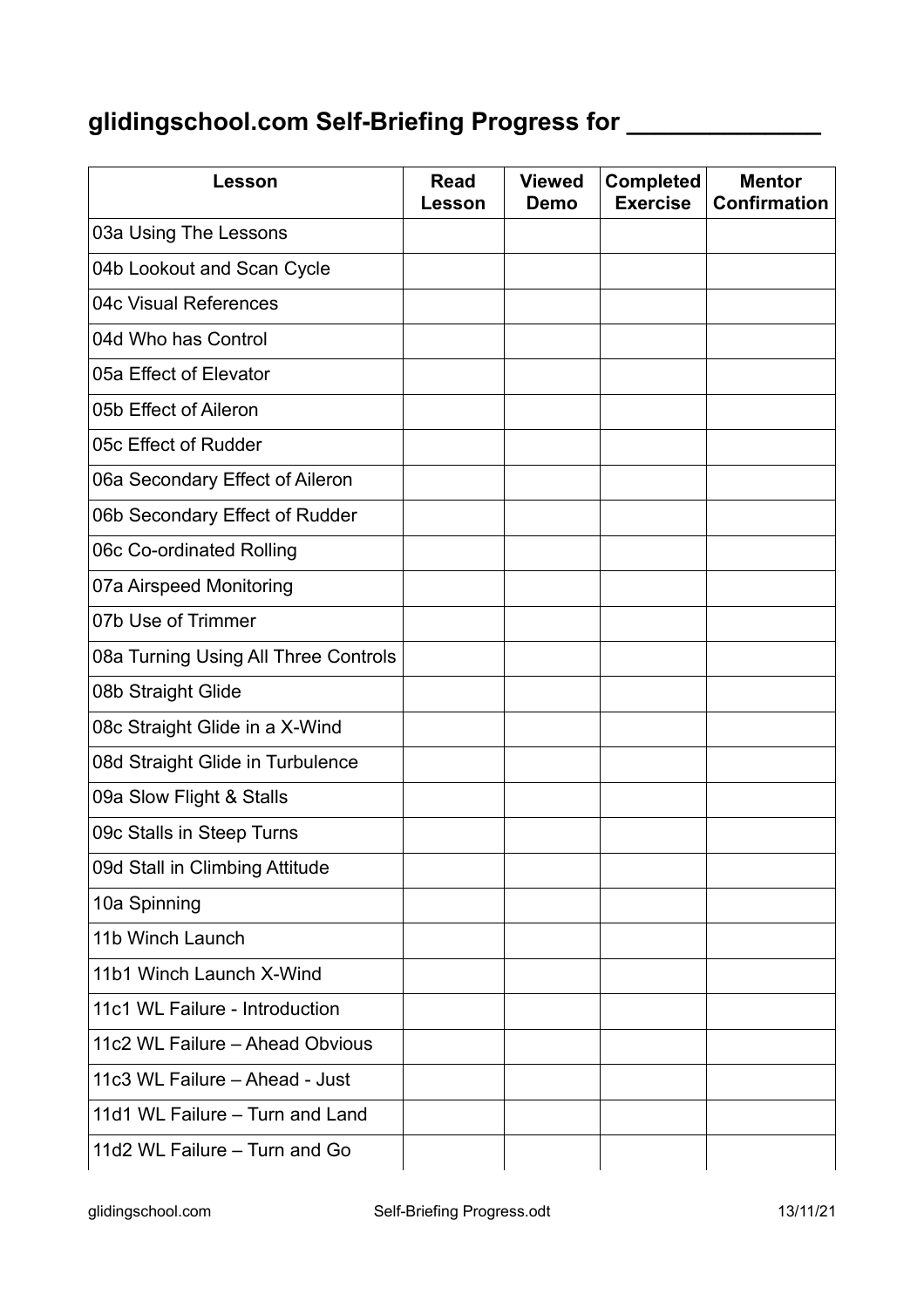# glidingschool.com Self-Briefing Progress for _____________

| Lesson | Read Lesson | Viewed Demo | Completed Exercise | Mentor Confirmation |
|---|---|---|---|---|
| 03a Using The Lessons | | | | |
| 04b Lookout and Scan Cycle | | | | |
| 04c Visual References | | | | |
| 04d Who has Control | | | | |
| 05a Effect of Elevator | | | | |
| 05b Effect of Aileron | | | | |
| 05c Effect of Rudder | | | | |
| 06a Secondary Effect of Aileron | | | | |
| 06b Secondary Effect of Rudder | | | | |
| 06c Co-ordinated Rolling | | | | |
| 07a Airspeed Monitoring | | | | |
| 07b Use of Trimmer | | | | |
| 08a Turning Using All Three Controls | | | | |
| 08b Straight Glide | | | | |
| 08c Straight Glide in a X-Wind | | | | |
| 08d Straight Glide in Turbulence | | | | |
| 09a Slow Flight & Stalls | | | | |
| 09c Stalls in Steep Turns | | | | |
| 09d Stall in Climbing Attitude | | | | |
| 10a Spinning | | | | |
| 11b Winch Launch | | | | |
| 11b1 Winch Launch X-Wind | | | | |
| 11c1 WL Failure - Introduction | | | | |
| 11c2 WL Failure – Ahead Obvious | | | | |
| 11c3 WL Failure – Ahead - Just | | | | |
| 11d1 WL Failure – Turn and Land | | | | |
| 11d2 WL Failure – Turn and Go | | | | |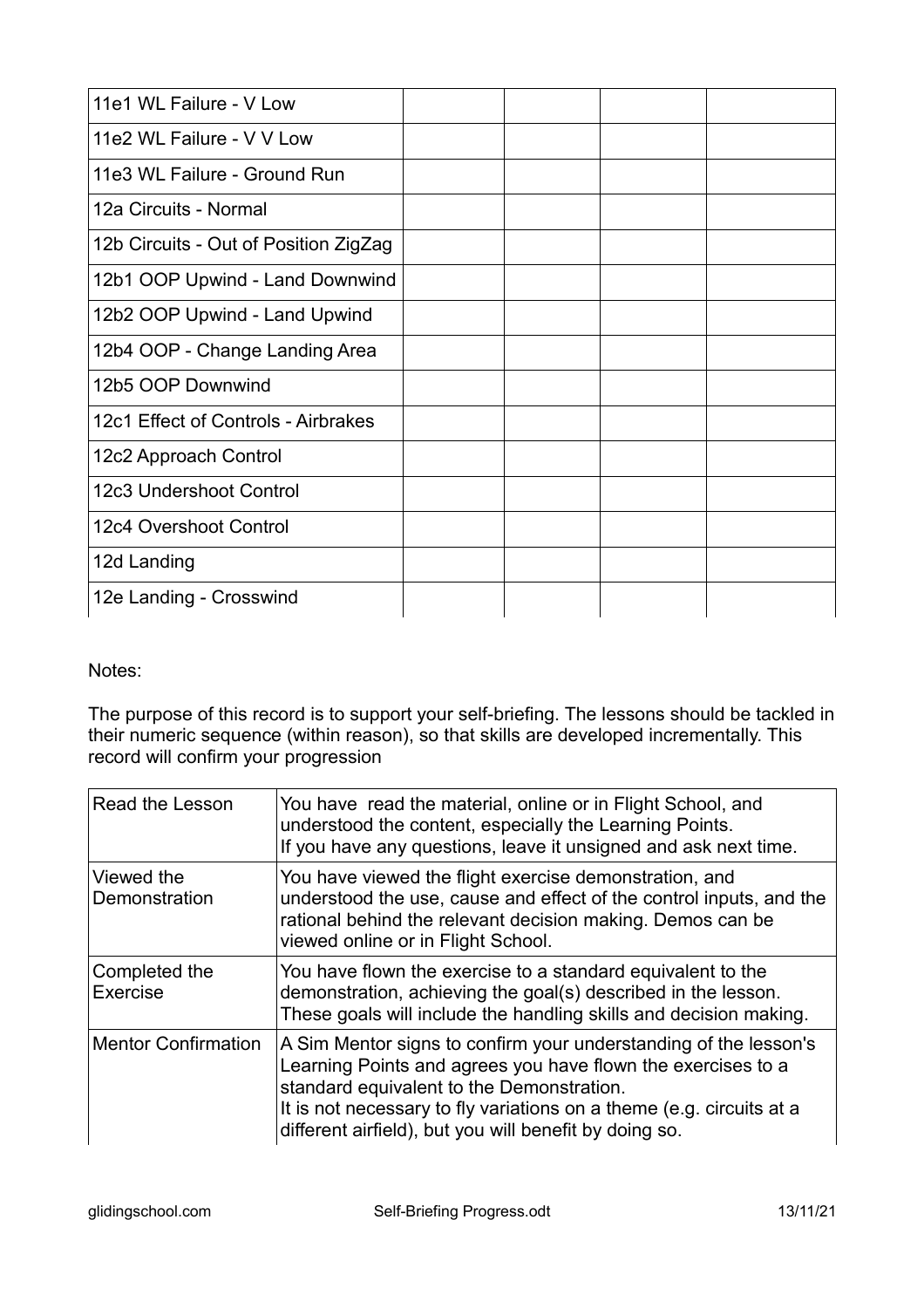| | | | | |
|---|---|---|---|---|
| 11e1 WL Failure - V Low | | | | |
| 11e2 WL Failure - V V Low | | | | |
| 11e3 WL Failure - Ground Run | | | | |
| 12a Circuits - Normal | | | | |
| 12b Circuits - Out of Position ZigZag | | | | |
| 12b1 OOP Upwind - Land Downwind | | | | |
| 12b2 OOP Upwind - Land Upwind | | | | |
| 12b4 OOP - Change Landing Area | | | | |
| 12b5 OOP Downwind | | | | |
| 12c1 Effect of Controls - Airbrakes | | | | |
| 12c2 Approach Control | | | | |
| 12c3 Undershoot Control | | | | |
| 12c4 Overshoot Control | | | | |
| 12d Landing | | | | |
| 12e Landing - Crosswind | | | | |

Notes:

The purpose of this record is to support your self-briefing. The lessons should be tackled in their numeric sequence (within reason), so that skills are developed incrementally. This record will confirm your progression

| | |
|---|---|
| Read the Lesson | You have read the material, online or in Flight School, and understood the content, especially the Learning Points. If you have any questions, leave it unsigned and ask next time. |
| Viewed the Demonstration | You have viewed the flight exercise demonstration, and understood the use, cause and effect of the control inputs, and the rational behind the relevant decision making. Demos can be viewed online or in Flight School. |
| Completed the Exercise | You have flown the exercise to a standard equivalent to the demonstration, achieving the goal(s) described in the lesson. These goals will include the handling skills and decision making. |
| Mentor Confirmation | A Sim Mentor signs to confirm your understanding of the lesson's Learning Points and agrees you have flown the exercises to a standard equivalent to the Demonstration. It is not necessary to fly variations on a theme (e.g. circuits at a different airfield), but you will benefit by doing so. |